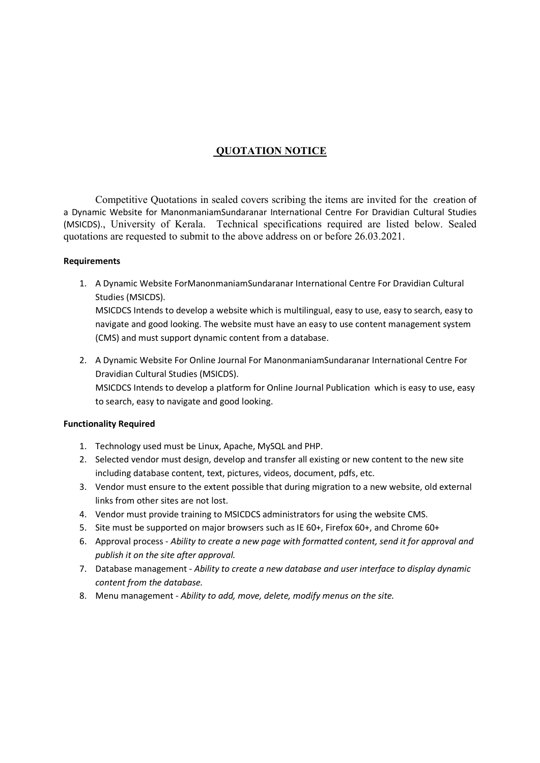## QUOTATION NOTICE

Competitive Quotations in sealed covers scribing the items are invited for the creation of a Dynamic Website for ManonmaniamSundaranar International Centre For Dravidian Cultural Studies (MSICDS)., University of Kerala. Technical specifications required are listed below. Sealed quotations are requested to submit to the above address on or before 26.03.2021.

**Requirements**

1. A Dynamic Website ForManonmaniamSundaranar International Centre For Dravidian Cultural Studies (MSICDS).
   MSICDCS Intends to develop a website which is multilingual, easy to use, easy to search, easy to navigate and good looking. The website must have an easy to use content management system (CMS) and must support dynamic content from a database.

2. A Dynamic Website For Online Journal For ManonmaniamSundaranar International Centre For Dravidian Cultural Studies (MSICDS).
   MSICDCS Intends to develop a platform for Online Journal Publication which is easy to use, easy to search, easy to navigate and good looking.

**Functionality Required**

1. Technology used must be Linux, Apache, MySQL and PHP.
2. Selected vendor must design, develop and transfer all existing or new content to the new site including database content, text, pictures, videos, document, pdfs, etc.
3. Vendor must ensure to the extent possible that during migration to a new website, old external links from other sites are not lost.
4. Vendor must provide training to MSICDCS administrators for using the website CMS.
5. Site must be supported on major browsers such as IE 60+, Firefox 60+, and Chrome 60+
6. Approval process - *Ability to create a new page with formatted content, send it for approval and publish it on the site after approval.*
7. Database management - *Ability to create a new database and user interface to display dynamic content from the database.*
8. Menu management - *Ability to add, move, delete, modify menus on the site.*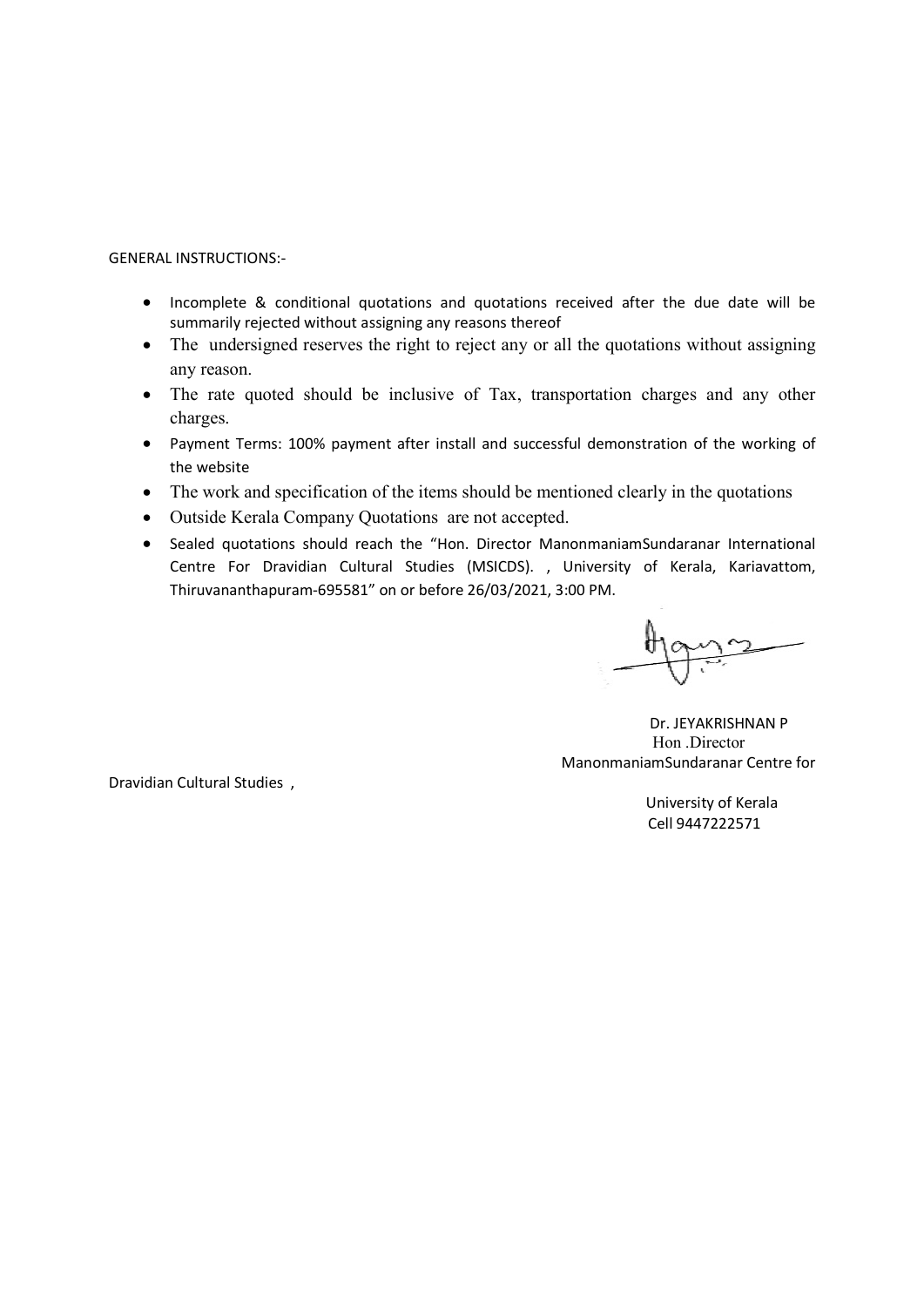GENERAL INSTRUCTIONS:-

- Incomplete & conditional quotations and quotations received after the due date will be summarily rejected without assigning any reasons thereof
- The undersigned reserves the right to reject any or all the quotations without assigning any reason.
- The rate quoted should be inclusive of Tax, transportation charges and any other charges.
- Payment Terms: 100% payment after install and successful demonstration of the working of the website
- The work and specification of the items should be mentioned clearly in the quotations
- Outside Kerala Company Quotations are not accepted.
- Sealed quotations should reach the "Hon. Director ManonmaniamSundaranar International Centre For Dravidian Cultural Studies (MSICDS). , University of Kerala, Kariavattom, Thiruvananthapuram-695581" on or before 26/03/2021, 3:00 PM.

Dr. JEYAKRISHNAN P
Hon .Director
ManonmaniamSundaranar Centre for Dravidian Cultural Studies ,
University of Kerala
Cell 9447222571